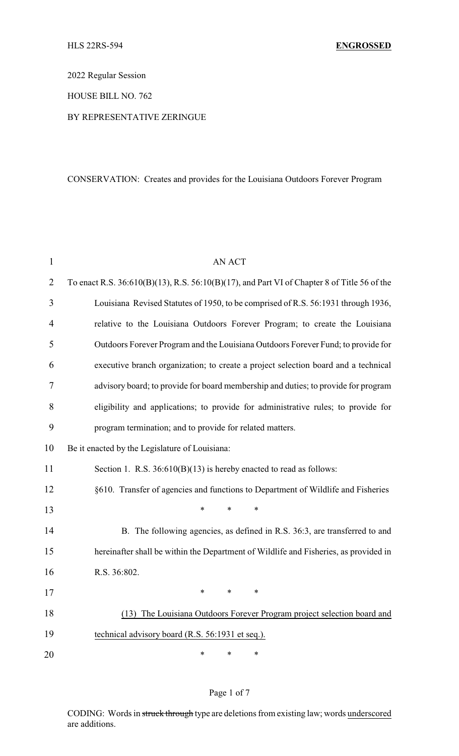HLS 22RS-594 **ENGROSSED**

2022 Regular Session

HOUSE BILL NO. 762

BY REPRESENTATIVE ZERINGUE

CONSERVATION: Creates and provides for the Louisiana Outdoors Forever Program

AN ACT

To enact R.S. 36:610(B)(13), R.S. 56:10(B)(17), and Part VI of Chapter 8 of Title 56 of the Louisiana Revised Statutes of 1950, to be comprised of R.S. 56:1931 through 1936, relative to the Louisiana Outdoors Forever Program; to create the Louisiana Outdoors Forever Program and the Louisiana Outdoors Forever Fund; to provide for executive branch organization; to create a project selection board and a technical advisory board; to provide for board membership and duties; to provide for program eligibility and applications; to provide for administrative rules; to provide for program termination; and to provide for related matters.

Be it enacted by the Legislature of Louisiana:

Section 1. R.S. 36:610(B)(13) is hereby enacted to read as follows:

§610. Transfer of agencies and functions to Department of Wildlife and Fisheries

\* \* \*

B. The following agencies, as defined in R.S. 36:3, are transferred to and hereinafter shall be within the Department of Wildlife and Fisheries, as provided in R.S. 36:802.

\* \* \*

(13) The Louisiana Outdoors Forever Program project selection board and technical advisory board (R.S. 56:1931 et seq.).

\* \* \*

CODING: Words in ~~struck through~~ type are deletions from existing law; words underscored are additions.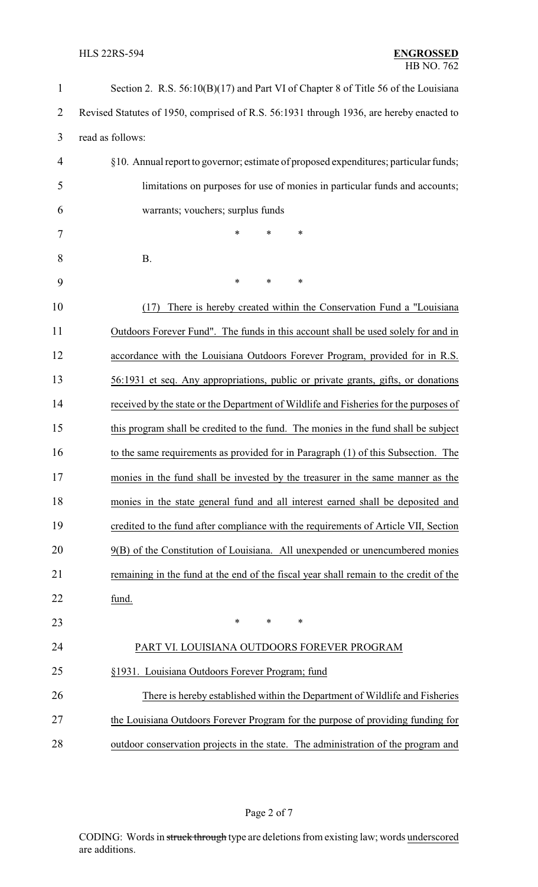Section 2. R.S. 56:10(B)(17) and Part VI of Chapter 8 of Title 56 of the Louisiana Revised Statutes of 1950, comprised of R.S. 56:1931 through 1936, are hereby enacted to read as follows:

§10. Annual report to governor; estimate of proposed expenditures; particular funds; limitations on purposes for use of monies in particular funds and accounts; warrants; vouchers; surplus funds

\* \* \*

B.

\* \* \*

(17) There is hereby created within the Conservation Fund a "Louisiana Outdoors Forever Fund". The funds in this account shall be used solely for and in accordance with the Louisiana Outdoors Forever Program, provided for in R.S. 56:1931 et seq. Any appropriations, public or private grants, gifts, or donations received by the state or the Department of Wildlife and Fisheries for the purposes of this program shall be credited to the fund. The monies in the fund shall be subject to the same requirements as provided for in Paragraph (1) of this Subsection. The monies in the fund shall be invested by the treasurer in the same manner as the monies in the state general fund and all interest earned shall be deposited and credited to the fund after compliance with the requirements of Article VII, Section 9(B) of the Constitution of Louisiana. All unexpended or unencumbered monies remaining in the fund at the end of the fiscal year shall remain to the credit of the fund.

\* \* \*

PART VI. LOUISIANA OUTDOORS FOREVER PROGRAM

§1931. Louisiana Outdoors Forever Program; fund

There is hereby established within the Department of Wildlife and Fisheries the Louisiana Outdoors Forever Program for the purpose of providing funding for outdoor conservation projects in the state. The administration of the program and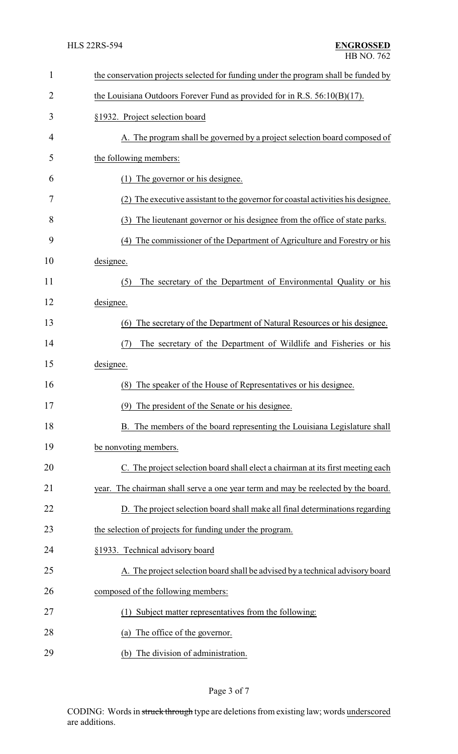the conservation projects selected for funding under the program shall be funded by the Louisiana Outdoors Forever Fund as provided for in R.S. 56:10(B)(17).

§1932. Project selection board

A. The program shall be governed by a project selection board composed of the following members:

(1) The governor or his designee.

(2) The executive assistant to the governor for coastal activities his designee.

(3) The lieutenant governor or his designee from the office of state parks.

(4) The commissioner of the Department of Agriculture and Forestry or his designee.

(5) The secretary of the Department of Environmental Quality or his designee.

(6) The secretary of the Department of Natural Resources or his designee.

(7) The secretary of the Department of Wildlife and Fisheries or his designee.

(8) The speaker of the House of Representatives or his designee.

(9) The president of the Senate or his designee.

B. The members of the board representing the Louisiana Legislature shall be nonvoting members.

C. The project selection board shall elect a chairman at its first meeting each year. The chairman shall serve a one year term and may be reelected by the board.

D. The project selection board shall make all final determinations regarding the selection of projects for funding under the program.

§1933. Technical advisory board

A. The project selection board shall be advised by a technical advisory board composed of the following members:

(1) Subject matter representatives from the following:

(a) The office of the governor.

(b) The division of administration.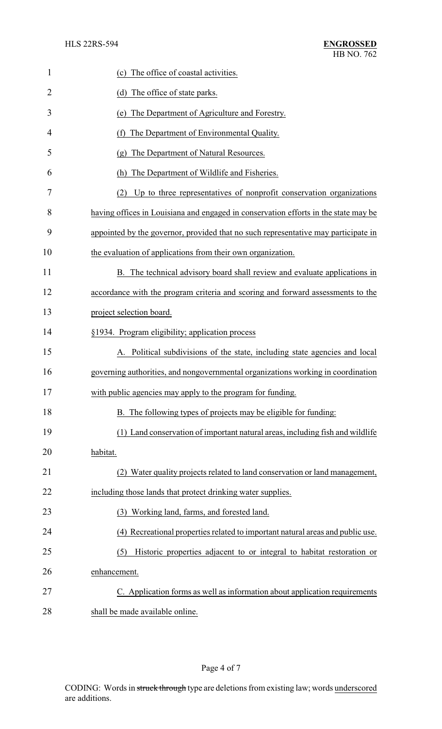(c) The office of coastal activities.

(d) The office of state parks.

(e) The Department of Agriculture and Forestry.

(f) The Department of Environmental Quality.

(g) The Department of Natural Resources.

(h) The Department of Wildlife and Fisheries.

(2) Up to three representatives of nonprofit conservation organizations having offices in Louisiana and engaged in conservation efforts in the state may be appointed by the governor, provided that no such representative may participate in the evaluation of applications from their own organization.

B. The technical advisory board shall review and evaluate applications in accordance with the program criteria and scoring and forward assessments to the project selection board.

§1934. Program eligibility; application process

A. Political subdivisions of the state, including state agencies and local governing authorities, and nongovernmental organizations working in coordination with public agencies may apply to the program for funding.

B. The following types of projects may be eligible for funding:

(1) Land conservation of important natural areas, including fish and wildlife habitat.

(2) Water quality projects related to land conservation or land management, including those lands that protect drinking water supplies.

(3) Working land, farms, and forested land.

(4) Recreational properties related to important natural areas and public use.

(5) Historic properties adjacent to or integral to habitat restoration or enhancement.

C. Application forms as well as information about application requirements shall be made available online.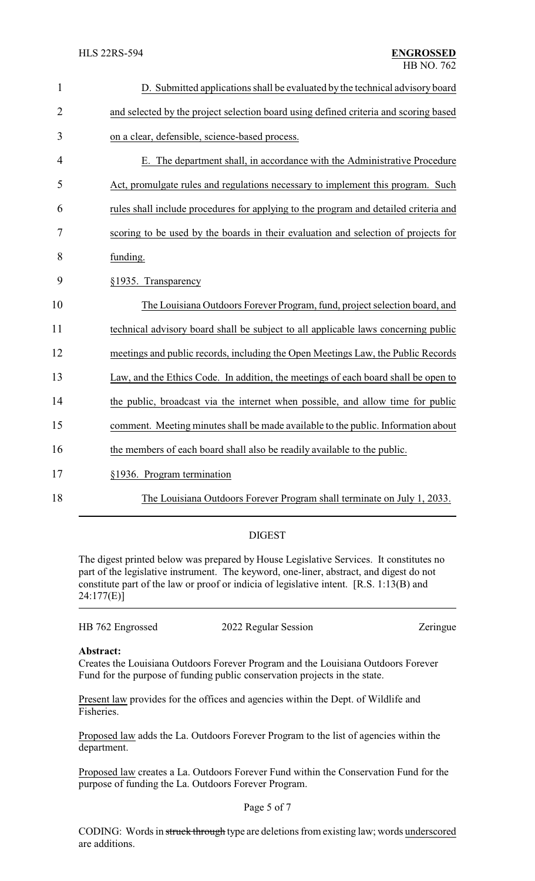D. Submitted applications shall be evaluated by the technical advisory board and selected by the project selection board using defined criteria and scoring based on a clear, defensible, science-based process.

E. The department shall, in accordance with the Administrative Procedure Act, promulgate rules and regulations necessary to implement this program. Such rules shall include procedures for applying to the program and detailed criteria and scoring to be used by the boards in their evaluation and selection of projects for funding.

§1935. Transparency

The Louisiana Outdoors Forever Program, fund, project selection board, and technical advisory board shall be subject to all applicable laws concerning public meetings and public records, including the Open Meetings Law, the Public Records Law, and the Ethics Code. In addition, the meetings of each board shall be open to the public, broadcast via the internet when possible, and allow time for public comment. Meeting minutes shall be made available to the public. Information about the members of each board shall also be readily available to the public.

§1936. Program termination

The Louisiana Outdoors Forever Program shall terminate on July 1, 2033.

## DIGEST

The digest printed below was prepared by House Legislative Services. It constitutes no part of the legislative instrument. The keyword, one-liner, abstract, and digest do not constitute part of the law or proof or indicia of legislative intent. [R.S. 1:13(B) and 24:177(E)]

HB 762 Engrossed — 2022 Regular Session — Zeringue

**Abstract:**
Creates the Louisiana Outdoors Forever Program and the Louisiana Outdoors Forever Fund for the purpose of funding public conservation projects in the state.

Present law provides for the offices and agencies within the Dept. of Wildlife and Fisheries.

Proposed law adds the La. Outdoors Forever Program to the list of agencies within the department.

Proposed law creates a La. Outdoors Forever Fund within the Conservation Fund for the purpose of funding the La. Outdoors Forever Program.

CODING: Words in ~~struck through~~ type are deletions from existing law; words underscored are additions.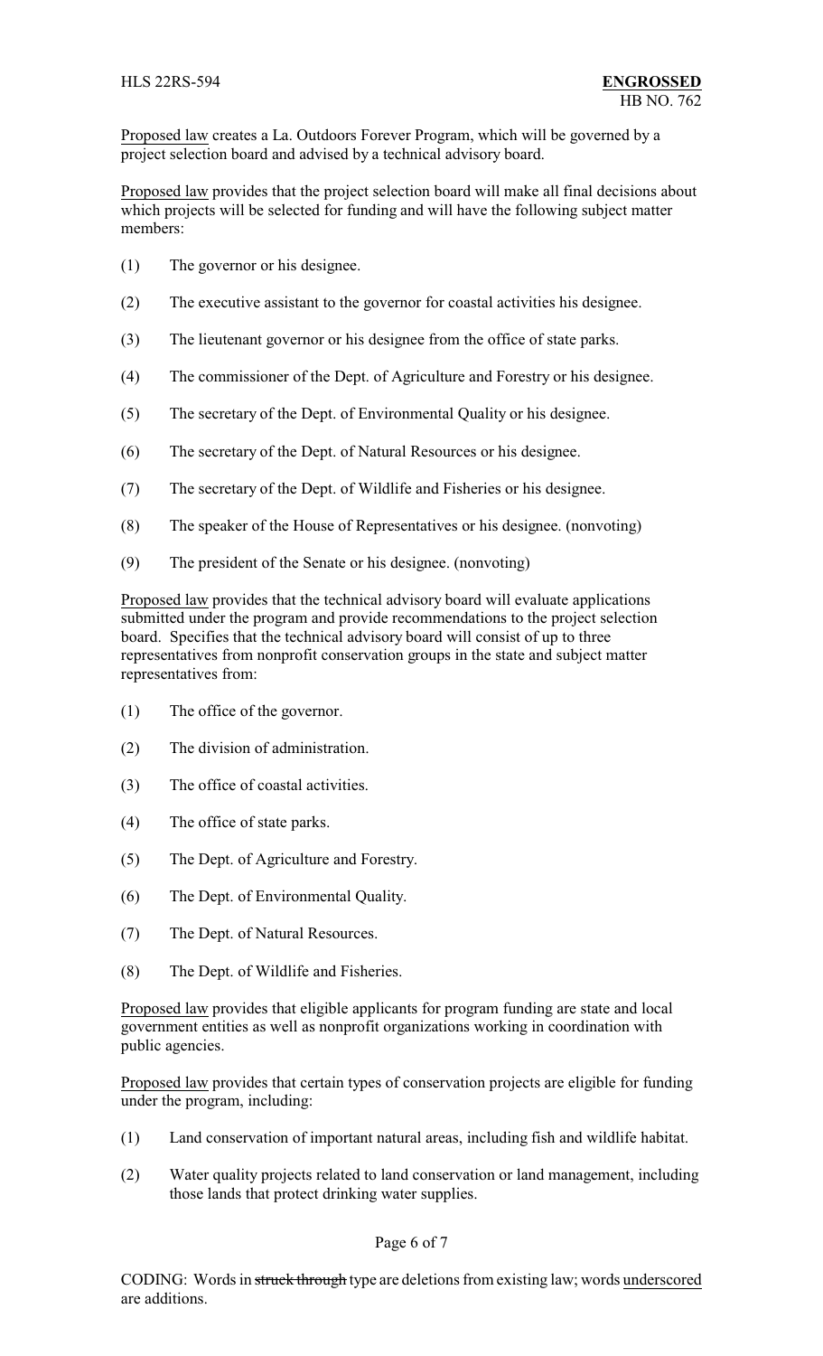Proposed law creates a La. Outdoors Forever Program, which will be governed by a project selection board and advised by a technical advisory board.

Proposed law provides that the project selection board will make all final decisions about which projects will be selected for funding and will have the following subject matter members:

(1) The governor or his designee.

(2) The executive assistant to the governor for coastal activities his designee.

(3) The lieutenant governor or his designee from the office of state parks.

(4) The commissioner of the Dept. of Agriculture and Forestry or his designee.

(5) The secretary of the Dept. of Environmental Quality or his designee.

(6) The secretary of the Dept. of Natural Resources or his designee.

(7) The secretary of the Dept. of Wildlife and Fisheries or his designee.

(8) The speaker of the House of Representatives or his designee. (nonvoting)

(9) The president of the Senate or his designee. (nonvoting)

Proposed law provides that the technical advisory board will evaluate applications submitted under the program and provide recommendations to the project selection board. Specifies that the technical advisory board will consist of up to three representatives from nonprofit conservation groups in the state and subject matter representatives from:

(1) The office of the governor.

(2) The division of administration.

(3) The office of coastal activities.

(4) The office of state parks.

(5) The Dept. of Agriculture and Forestry.

(6) The Dept. of Environmental Quality.

(7) The Dept. of Natural Resources.

(8) The Dept. of Wildlife and Fisheries.

Proposed law provides that eligible applicants for program funding are state and local government entities as well as nonprofit organizations working in coordination with public agencies.

Proposed law provides that certain types of conservation projects are eligible for funding under the program, including:

(1) Land conservation of important natural areas, including fish and wildlife habitat.

(2) Water quality projects related to land conservation or land management, including those lands that protect drinking water supplies.

CODING: Words in ~~struck through~~ type are deletions from existing law; words underscored are additions.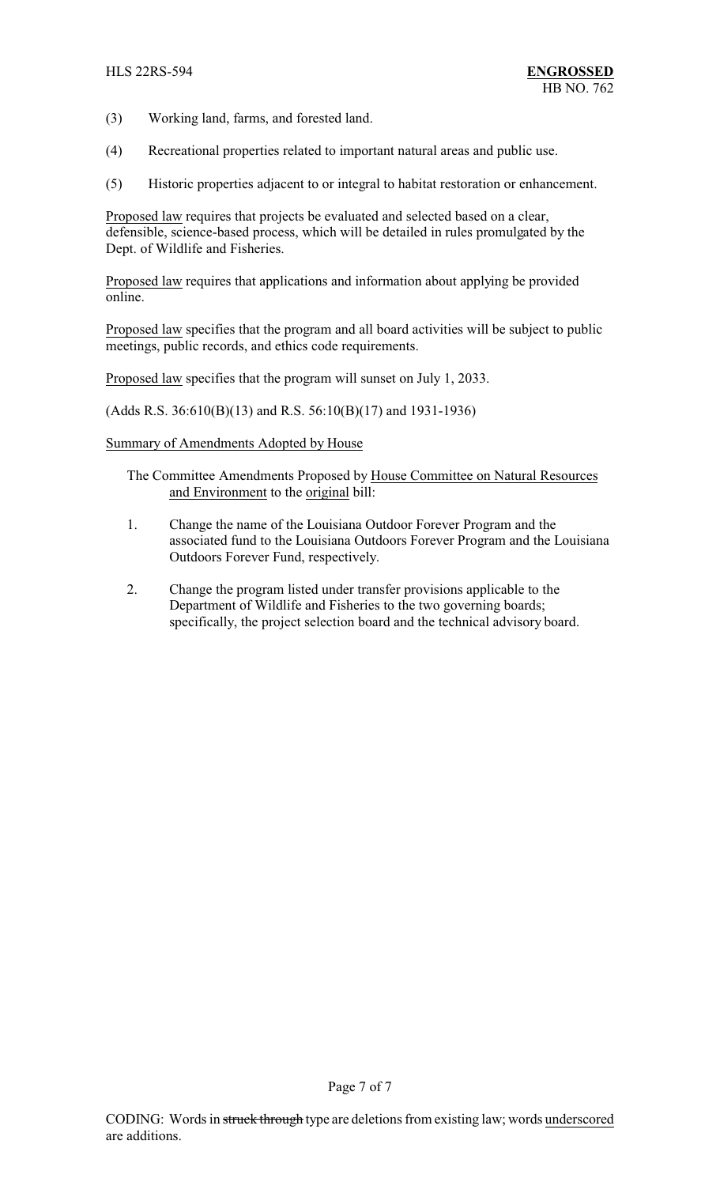(3) Working land, farms, and forested land.

(4) Recreational properties related to important natural areas and public use.

(5) Historic properties adjacent to or integral to habitat restoration or enhancement.

<u>Proposed law</u> requires that projects be evaluated and selected based on a clear, defensible, science-based process, which will be detailed in rules promulgated by the Dept. of Wildlife and Fisheries.

<u>Proposed law</u> requires that applications and information about applying be provided online.

<u>Proposed law</u> specifies that the program and all board activities will be subject to public meetings, public records, and ethics code requirements.

<u>Proposed law</u> specifies that the program will sunset on July 1, 2033.

(Adds R.S. 36:610(B)(13) and R.S. 56:10(B)(17) and 1931-1936)

<u>Summary of Amendments Adopted by House</u>

The Committee Amendments Proposed by <u>House Committee on Natural Resources and Environment</u> to the <u>original</u> bill:

1. Change the name of the Louisiana Outdoor Forever Program and the associated fund to the Louisiana Outdoors Forever Program and the Louisiana Outdoors Forever Fund, respectively.

2. Change the program listed under transfer provisions applicable to the Department of Wildlife and Fisheries to the two governing boards; specifically, the project selection board and the technical advisory board.

CODING: Words in ~~struck through~~ type are deletions from existing law; words <u>underscored</u> are additions.